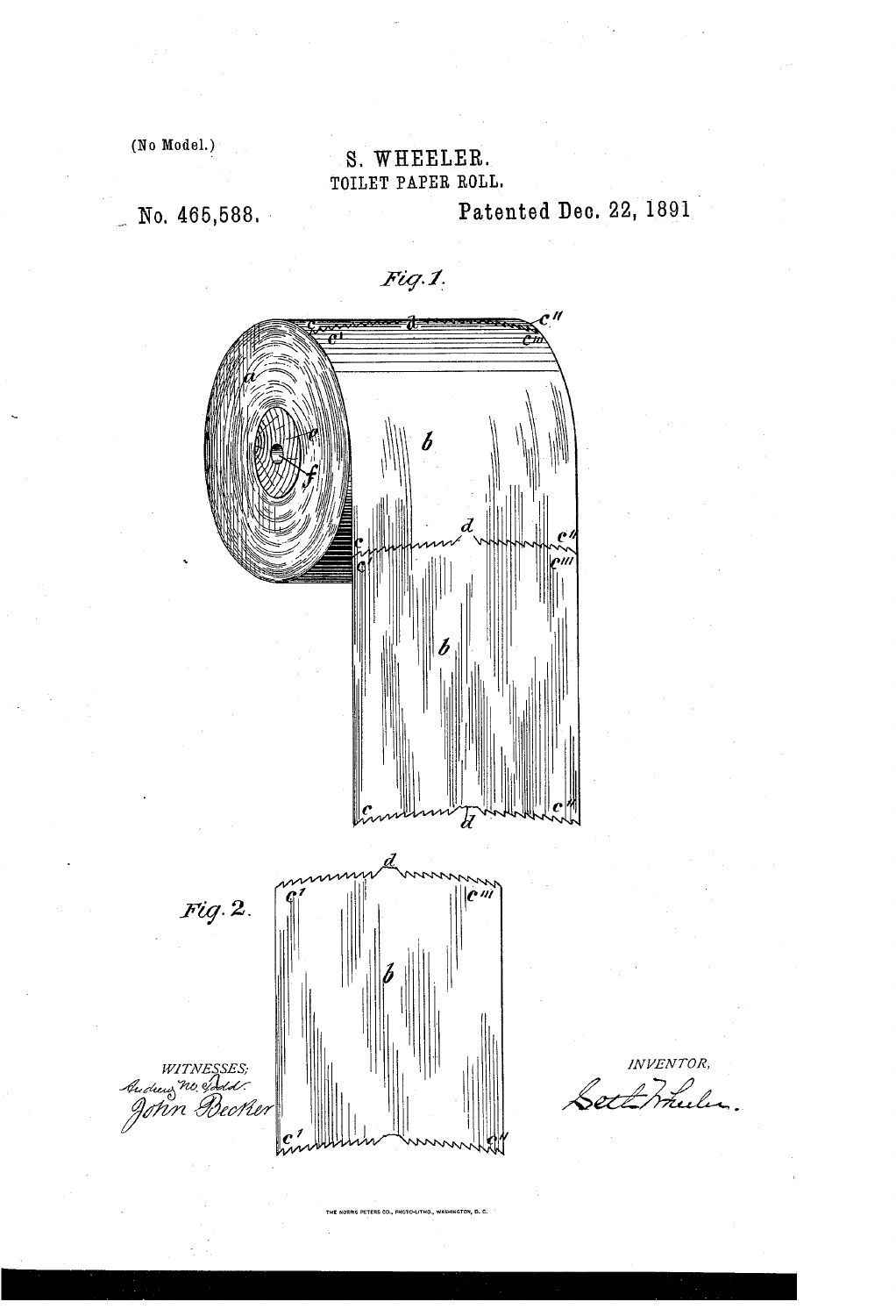(No Model.)

# S. WHEELER.

## TOILET PAPER ROLL.

No. 465,588. Patented Dec. 22, 1891

*Fig. 1.*

*Fig. 2.*

WITNESSES:

Andrew W. Todd

John Becker

INVENTOR,

Seth Wheeler.

THE NORRIS PETERS CO., PHOTO-LITHO., WASHINGTON, D. C.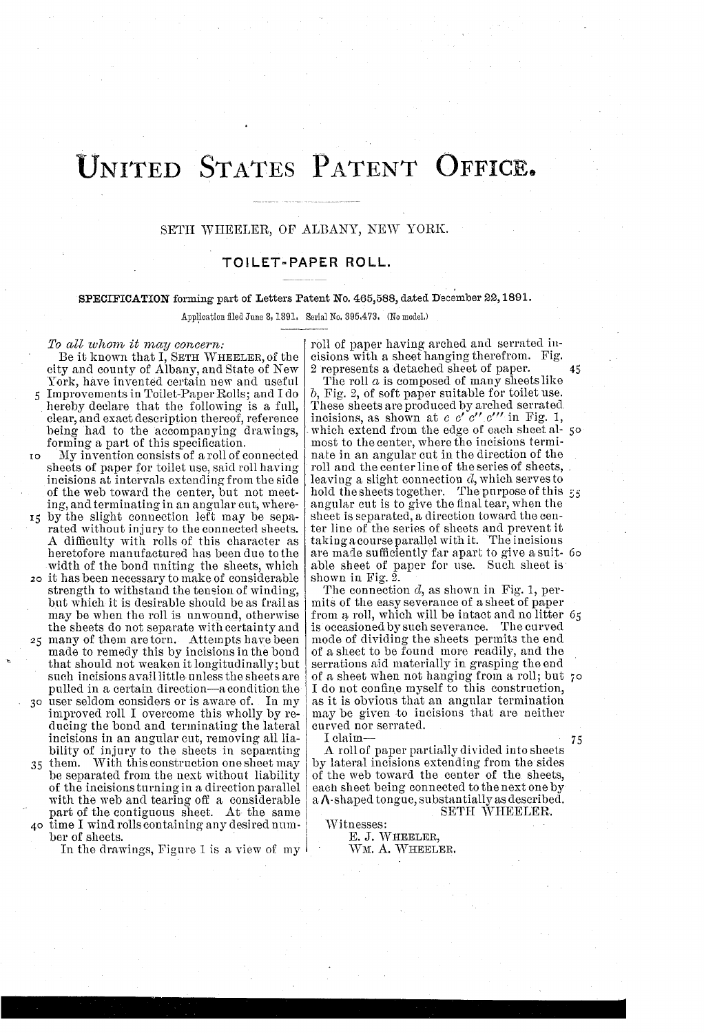# UNITED STATES PATENT OFFICE.

SETH WHEELER, OF ALBANY, NEW YORK.

## TOILET-PAPER ROLL.

**SPECIFICATION** forming part of Letters Patent No. 465,588, dated December 22, 1891.

Application filed June 8, 1891. Serial No. 395,473. (No model.)

*To all whom it may concern:*

Be it known that I, SETH WHEELER, of the city and county of Albany, and State of New York, have invented certain new and useful Improvements in Toilet-Paper Rolls; and I do hereby declare that the following is a full, clear, and exact description thereof, reference being had to the accompanying drawings, forming a part of this specification.

My invention consists of a roll of connected sheets of paper for toilet use, said roll having incisions at intervals extending from the side of the web toward the center, but not meeting, and terminating in an angular cut, whereby the slight connection left may be separated without injury to the connected sheets. A difficulty with rolls of this character as heretofore manufactured has been due to the width of the bond uniting the sheets, which it has been necessary to make of considerable strength to withstand the tension of winding, but which it is desirable should be as frail as may be when the roll is unwound, otherwise the sheets do not separate with certainty and many of them are torn. Attempts have been made to remedy this by incisions in the bond that should not weaken it longitudinally; but such incisions avail little unless the sheets are pulled in a certain direction—a condition the user seldom considers or is aware of. In my improved roll I overcome this wholly by reducing the bond and terminating the lateral incisions in an angular cut, removing all liability of injury to the sheets in separating them. With this construction one sheet may be separated from the next without liability of the incisions turning in a direction parallel with the web and tearing off a considerable part of the contiguous sheet. At the same time I wind rolls containing any desired number of sheets.

In the drawings, Figure 1 is a view of my roll of paper having arched and serrated incisions with a sheet hanging therefrom. Fig. 2 represents a detached sheet of paper.

The roll *a* is composed of many sheets like *b*, Fig. 2, of soft paper suitable for toilet use. These sheets are produced by arched serrated incisions, as shown at *c c' c'' c'''* in Fig. 1, which extend from the edge of each sheet almost to the center, where the incisions terminate in an angular cut in the direction of the roll and the center line of the series of sheets, leaving a slight connection *d*, which serves to hold the sheets together. The purpose of this angular cut is to give the final tear, when the sheet is separated, a direction toward the center line of the series of sheets and prevent it taking a course parallel with it. The incisions are made sufficiently far apart to give a suitable sheet of paper for use. Such sheet is shown in Fig. 2.

The connection *d*, as shown in Fig. 1, permits of the easy severance of a sheet of paper from a roll, which will be intact and no litter is occasioned by such severance. The curved mode of dividing the sheets permits the end of a sheet to be found more readily, and the serrations aid materially in grasping the end of a sheet when not hanging from a roll; but I do not confine myself to this construction, as it is obvious that an angular termination may be given to incisions that are neither curved nor serrated.

I claim—

A roll of paper partially divided into sheets by lateral incisions extending from the sides of the web toward the center of the sheets, each sheet being connected to the next one by a Λ-shaped tongue, substantially as described.

SETH WHEELER.

Witnesses:

E. J. WHEELER,

WM. A. WHEELER.